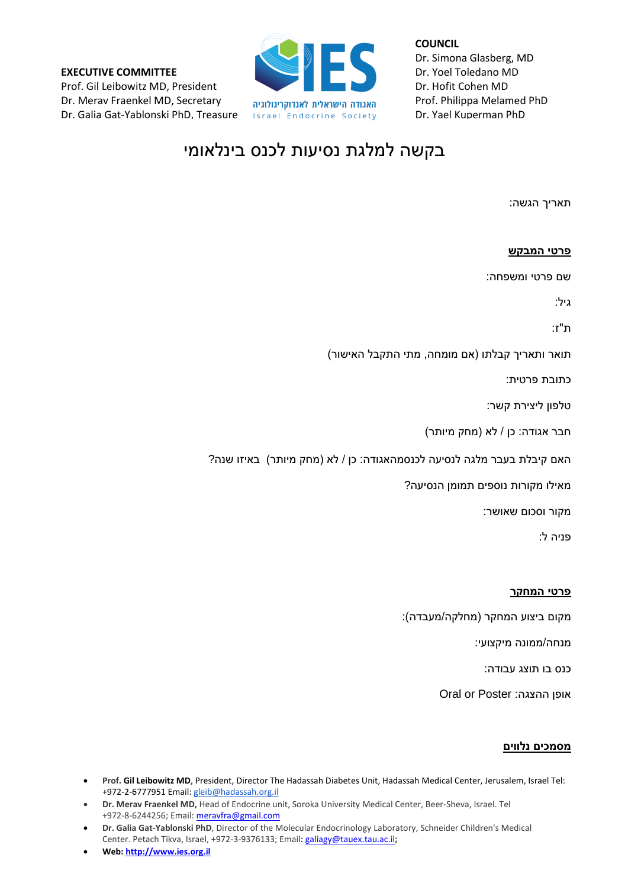**EXECUTIVE COMMITTEE**
Prof. Gil Leibowitz MD, President
Dr. Merav Fraenkel MD, Secretary
Dr. Galia Gat-Yablonski PhD, Treasure

IES
האגודה הישראלית לאנדוקרינולוגיה
Israel Endocrine Society

**COUNCIL**
Dr. Simona Glasberg, MD
Dr. Yoel Toledano MD
Dr. Hofit Cohen MD
Prof. Philippa Melamed PhD
Dr. Yael Kuperman PhD

# בקשה למלגת נסיעות לכנס בינלאומי

תאריך הגשה:

**פרטי המבקש**

שם פרטי ומשפחה:

גיל:

ת"ז:

תואר ותאריך קבלתו (אם מומחה, מתי התקבל האישור)

כתובת פרטית:

טלפון ליצירת קשר:

חבר אגודה: כן / לא (מחק מיותר)

האם קיבלת בעבר מלגה לנסיעה לכנסמהאגודה: כן / לא (מחק מיותר) באיזו שנה?

מאילו מקורות נוספים תמומן הנסיעה?

מקור וסכום שאושר:

פניה ל:

**פרטי המחקר**

מקום ביצוע המחקר (מחלקה/מעבדה):

מנחה/ממונה מיקצועי:

כנס בו תוצג עבודה:

אופן ההצגה: Oral or Poster

**מסמכים נלווים**

- **Prof. Gil Leibowitz MD**, President, Director The Hadassah Diabetes Unit, Hadassah Medical Center, Jerusalem, Israel Tel: +972-2-6777951 Email: gleib@hadassah.org.il
- **Dr. Merav Fraenkel MD,** Head of Endocrine unit, Soroka University Medical Center, Beer-Sheva, Israel. Tel +972-8-6244256; Email: meravfra@gmail.com
- **Dr. Galia Gat-Yablonski PhD**, Director of the Molecular Endocrinology Laboratory, Schneider Children's Medical Center. Petach Tikva, Israel, +972-3-9376133; Email: galiagy@tauex.tau.ac.il;
- **Web: http://www.ies.org.il**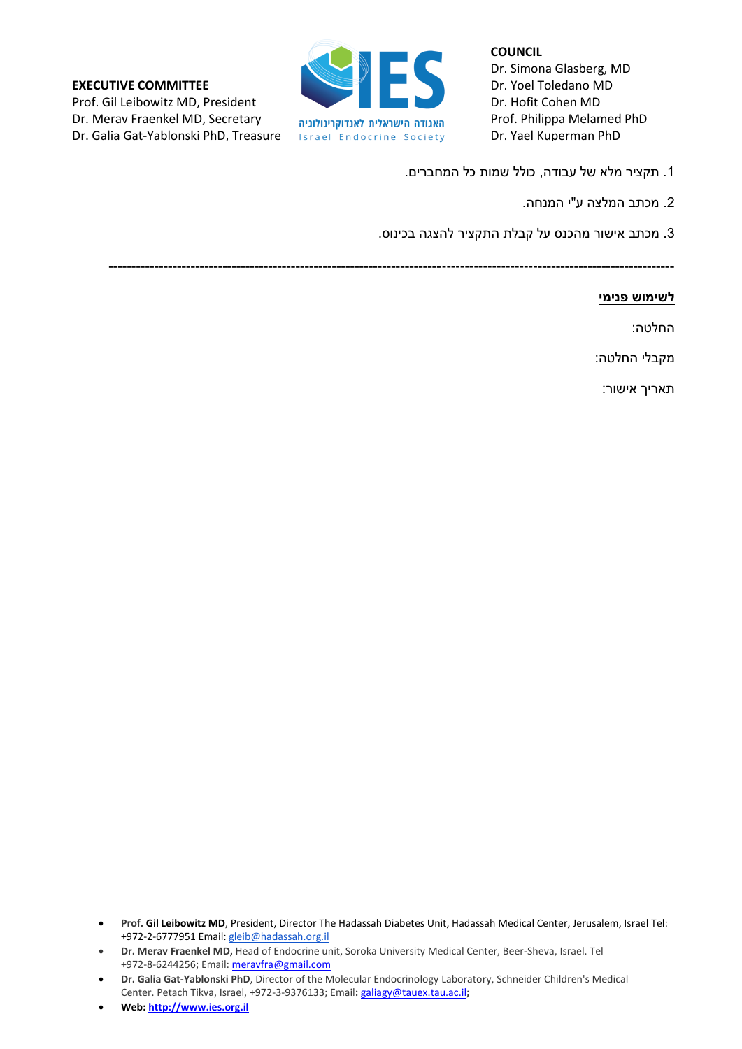**EXECUTIVE COMMITTEE**
Prof. Gil Leibowitz MD, President
Dr. Merav Fraenkel MD, Secretary
Dr. Galia Gat-Yablonski PhD, Treasure

האגודה הישראלית לאנדוקרינולוגיה
Israel Endocrine Society

**COUNCIL**
Dr. Simona Glasberg, MD
Dr. Yoel Toledano MD
Dr. Hofit Cohen MD
Prof. Philippa Melamed PhD
Dr. Yael Kuperman PhD

1. תקציר מלא של עבודה, כולל שמות כל המחברים.

2. מכתב המלצה ע"י המנחה.

3. מכתב אישור מהכנס על קבלת התקציר להצגה בכינוס.

---

**<u>לשימוש פנימי</u>**

החלטה:

מקבלי החלטה:

תאריך אישור:

- **Prof. Gil Leibowitz MD**, President, Director The Hadassah Diabetes Unit, Hadassah Medical Center, Jerusalem, Israel Tel: +972-2-6777951 Email: gleib@hadassah.org.il
- **Dr. Merav Fraenkel MD,** Head of Endocrine unit, Soroka University Medical Center, Beer-Sheva, Israel. Tel +972-8-6244256; Email: meravfra@gmail.com
- **Dr. Galia Gat-Yablonski PhD**, Director of the Molecular Endocrinology Laboratory, Schneider Children's Medical Center. Petach Tikva, Israel, +972-3-9376133; Email**:** galiagy@tauex.tau.ac.il**;**
- **Web: http://www.ies.org.il**